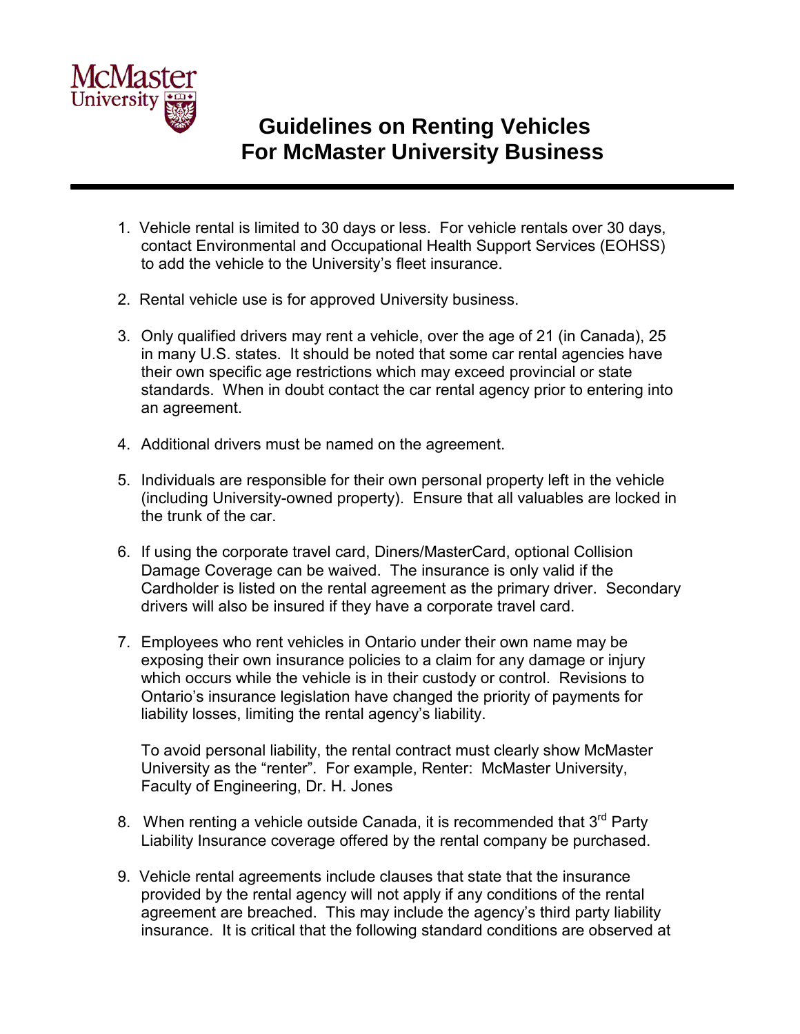McMaster University

# Guidelines on Renting Vehicles For McMaster University Business

1. Vehicle rental is limited to 30 days or less. For vehicle rentals over 30 days, contact Environmental and Occupational Health Support Services (EOHSS) to add the vehicle to the University's fleet insurance.

2. Rental vehicle use is for approved University business.

3. Only qualified drivers may rent a vehicle, over the age of 21 (in Canada), 25 in many U.S. states. It should be noted that some car rental agencies have their own specific age restrictions which may exceed provincial or state standards. When in doubt contact the car rental agency prior to entering into an agreement.

4. Additional drivers must be named on the agreement.

5. Individuals are responsible for their own personal property left in the vehicle (including University-owned property). Ensure that all valuables are locked in the trunk of the car.

6. If using the corporate travel card, Diners/MasterCard, optional Collision Damage Coverage can be waived. The insurance is only valid if the Cardholder is listed on the rental agreement as the primary driver. Secondary drivers will also be insured if they have a corporate travel card.

7. Employees who rent vehicles in Ontario under their own name may be exposing their own insurance policies to a claim for any damage or injury which occurs while the vehicle is in their custody or control. Revisions to Ontario's insurance legislation have changed the priority of payments for liability losses, limiting the rental agency's liability.

   To avoid personal liability, the rental contract must clearly show McMaster University as the "renter". For example, Renter: McMaster University, Faculty of Engineering, Dr. H. Jones

8. When renting a vehicle outside Canada, it is recommended that 3rd Party Liability Insurance coverage offered by the rental company be purchased.

9. Vehicle rental agreements include clauses that state that the insurance provided by the rental agency will not apply if any conditions of the rental agreement are breached. This may include the agency's third party liability insurance. It is critical that the following standard conditions are observed at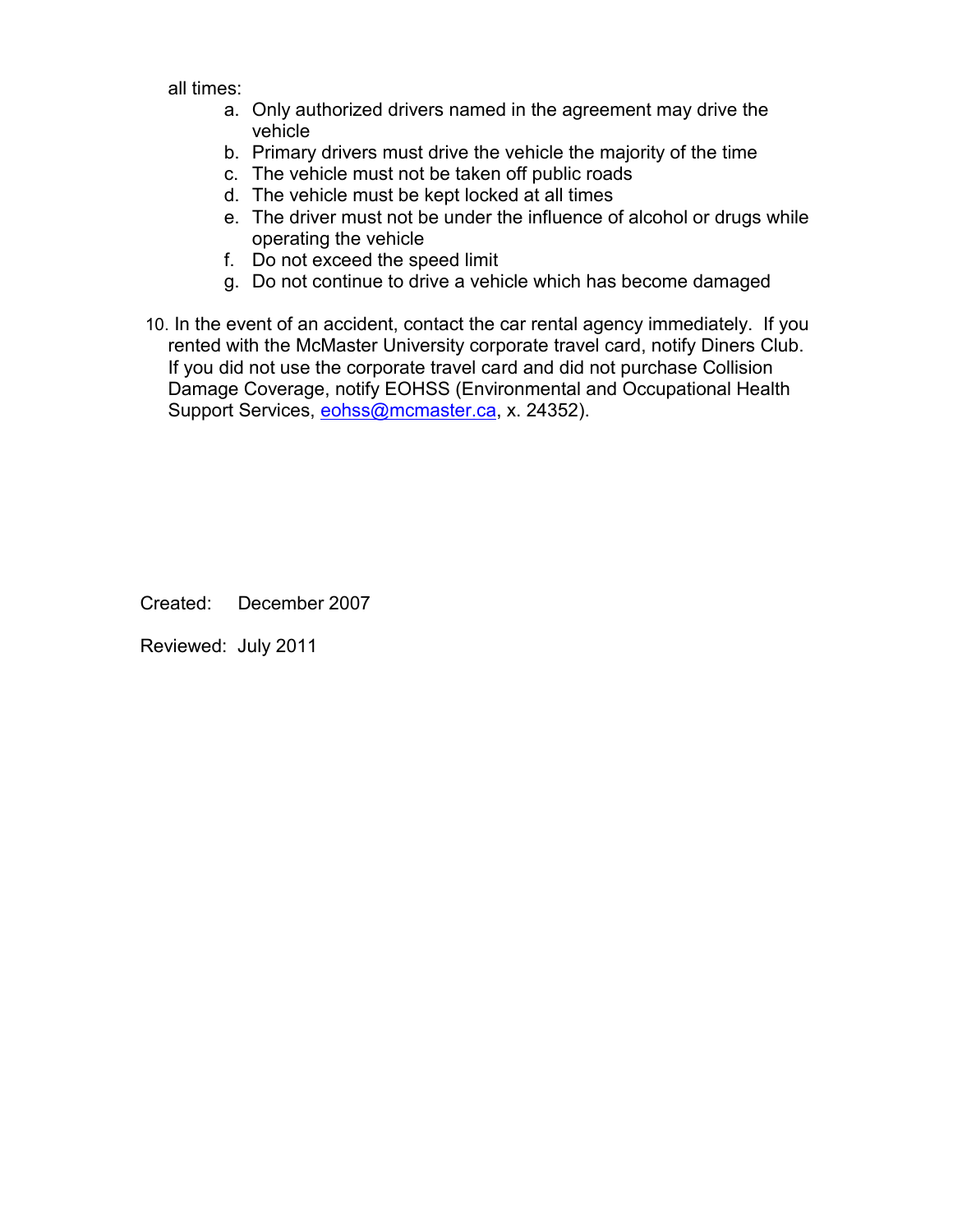all times:

   a. Only authorized drivers named in the agreement may drive the vehicle
   b. Primary drivers must drive the vehicle the majority of the time
   c. The vehicle must not be taken off public roads
   d. The vehicle must be kept locked at all times
   e. The driver must not be under the influence of alcohol or drugs while operating the vehicle
   f. Do not exceed the speed limit
   g. Do not continue to drive a vehicle which has become damaged

10. In the event of an accident, contact the car rental agency immediately. If you rented with the McMaster University corporate travel card, notify Diners Club. If you did not use the corporate travel card and did not purchase Collision Damage Coverage, notify EOHSS (Environmental and Occupational Health Support Services, eohss@mcmaster.ca, x. 24352).

Created: December 2007

Reviewed: July 2011